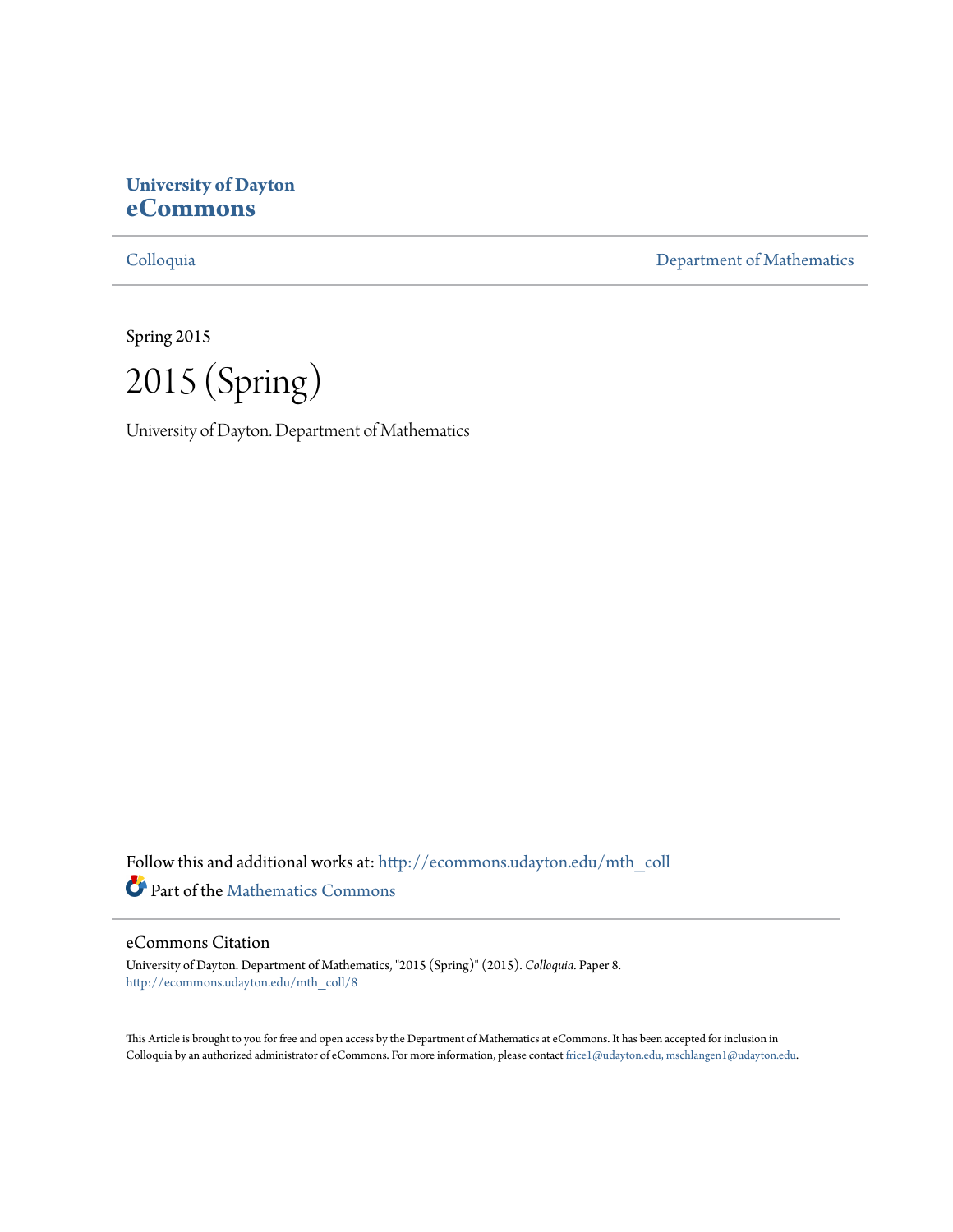**University of Dayton**
**eCommons**

Colloquia | Department of Mathematics

Spring 2015

# 2015 (Spring)

University of Dayton. Department of Mathematics

Follow this and additional works at: http://ecommons.udayton.edu/mth_coll

Part of the Mathematics Commons

## eCommons Citation

University of Dayton. Department of Mathematics, "2015 (Spring)" (2015). *Colloquia.* Paper 8.
http://ecommons.udayton.edu/mth_coll/8

This Article is brought to you for free and open access by the Department of Mathematics at eCommons. It has been accepted for inclusion in Colloquia by an authorized administrator of eCommons. For more information, please contact frice1@udayton.edu, mschlangen1@udayton.edu.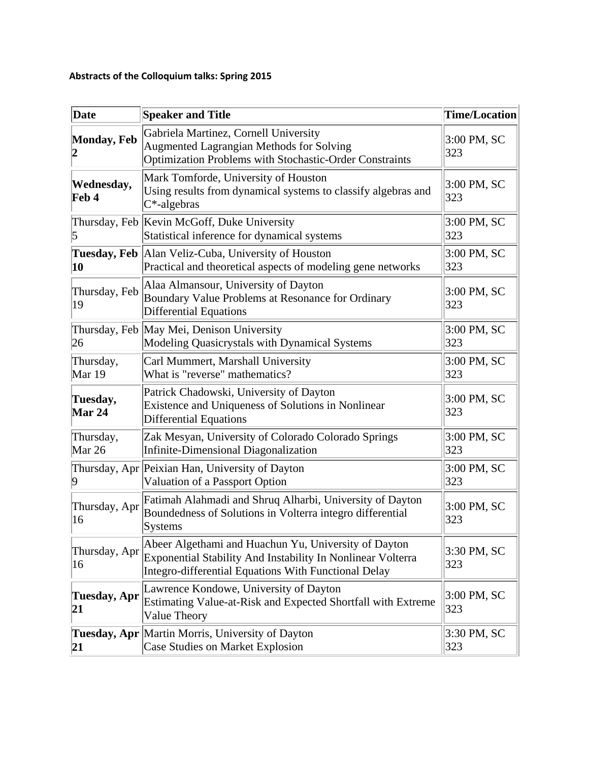**Abstracts of the Colloquium talks: Spring 2015**

| Date | Speaker and Title | Time/Location |
|---|---|---|
| **Monday, Feb 2** | Gabriela Martinez, Cornell University<br>Augmented Lagrangian Methods for Solving Optimization Problems with Stochastic-Order Constraints | 3:00 PM, SC 323 |
| **Wednesday, Feb 4** | Mark Tomforde, University of Houston<br>Using results from dynamical systems to classify algebras and C*-algebras | 3:00 PM, SC 323 |
| Thursday, Feb 5 | Kevin McGoff, Duke University<br>Statistical inference for dynamical systems | 3:00 PM, SC 323 |
| **Tuesday, Feb 10** | Alan Veliz-Cuba, University of Houston<br>Practical and theoretical aspects of modeling gene networks | 3:00 PM, SC 323 |
| Thursday, Feb 19 | Alaa Almansour, University of Dayton<br>Boundary Value Problems at Resonance for Ordinary Differential Equations | 3:00 PM, SC 323 |
| Thursday, Feb 26 | May Mei, Denison University<br>Modeling Quasicrystals with Dynamical Systems | 3:00 PM, SC 323 |
| Thursday, Mar 19 | Carl Mummert, Marshall University<br>What is "reverse" mathematics? | 3:00 PM, SC 323 |
| **Tuesday, Mar 24** | Patrick Chadowski, University of Dayton<br>Existence and Uniqueness of Solutions in Nonlinear Differential Equations | 3:00 PM, SC 323 |
| Thursday, Mar 26 | Zak Mesyan, University of Colorado Colorado Springs<br>Infinite-Dimensional Diagonalization | 3:00 PM, SC 323 |
| Thursday, Apr 9 | Peixian Han, University of Dayton<br>Valuation of a Passport Option | 3:00 PM, SC 323 |
| Thursday, Apr 16 | Fatimah Alahmadi and Shruq Alharbi, University of Dayton<br>Boundedness of Solutions in Volterra integro differential Systems | 3:00 PM, SC 323 |
| Thursday, Apr 16 | Abeer Algethami and Huachun Yu, University of Dayton<br>Exponential Stability And Instability In Nonlinear Volterra Integro-differential Equations With Functional Delay | 3:30 PM, SC 323 |
| **Tuesday, Apr 21** | Lawrence Kondowe, University of Dayton<br>Estimating Value-at-Risk and Expected Shortfall with Extreme Value Theory | 3:00 PM, SC 323 |
| **Tuesday, Apr 21** | Martin Morris, University of Dayton<br>Case Studies on Market Explosion | 3:30 PM, SC 323 |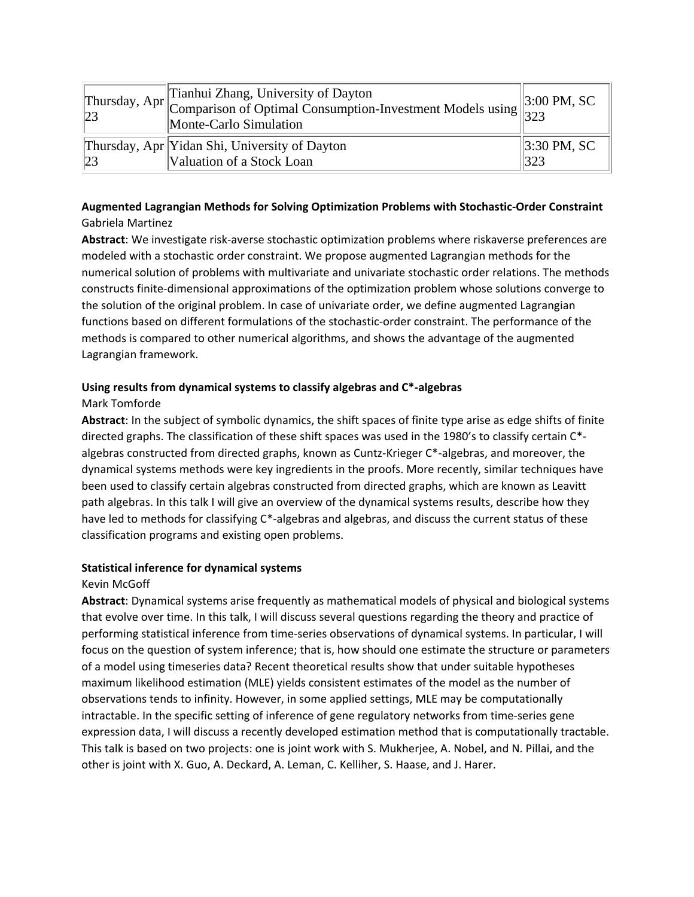| Thursday, Apr 23 | Tianhui Zhang, University of Dayton<br>Comparison of Optimal Consumption-Investment Models using Monte-Carlo Simulation | 3:00 PM, SC 323 |
|---|---|---|
| Thursday, Apr 23 | Yidan Shi, University of Dayton<br>Valuation of a Stock Loan | 3:30 PM, SC 323 |

**Augmented Lagrangian Methods for Solving Optimization Problems with Stochastic-Order Constraint**
Gabriela Martinez

**Abstract**: We investigate risk-averse stochastic optimization problems where riskaverse preferences are modeled with a stochastic order constraint. We propose augmented Lagrangian methods for the numerical solution of problems with multivariate and univariate stochastic order relations. The methods constructs finite-dimensional approximations of the optimization problem whose solutions converge to the solution of the original problem. In case of univariate order, we define augmented Lagrangian functions based on different formulations of the stochastic-order constraint. The performance of the methods is compared to other numerical algorithms, and shows the advantage of the augmented Lagrangian framework.

**Using results from dynamical systems to classify algebras and C*-algebras**
Mark Tomforde

**Abstract**: In the subject of symbolic dynamics, the shift spaces of finite type arise as edge shifts of finite directed graphs. The classification of these shift spaces was used in the 1980's to classify certain C*-algebras constructed from directed graphs, known as Cuntz-Krieger C*-algebras, and moreover, the dynamical systems methods were key ingredients in the proofs. More recently, similar techniques have been used to classify certain algebras constructed from directed graphs, which are known as Leavitt path algebras. In this talk I will give an overview of the dynamical systems results, describe how they have led to methods for classifying C*-algebras and algebras, and discuss the current status of these classification programs and existing open problems.

**Statistical inference for dynamical systems**
Kevin McGoff

**Abstract**: Dynamical systems arise frequently as mathematical models of physical and biological systems that evolve over time. In this talk, I will discuss several questions regarding the theory and practice of performing statistical inference from time-series observations of dynamical systems. In particular, I will focus on the question of system inference; that is, how should one estimate the structure or parameters of a model using timeseries data? Recent theoretical results show that under suitable hypotheses maximum likelihood estimation (MLE) yields consistent estimates of the model as the number of observations tends to infinity. However, in some applied settings, MLE may be computationally intractable. In the specific setting of inference of gene regulatory networks from time-series gene expression data, I will discuss a recently developed estimation method that is computationally tractable. This talk is based on two projects: one is joint work with S. Mukherjee, A. Nobel, and N. Pillai, and the other is joint with X. Guo, A. Deckard, A. Leman, C. Kelliher, S. Haase, and J. Harer.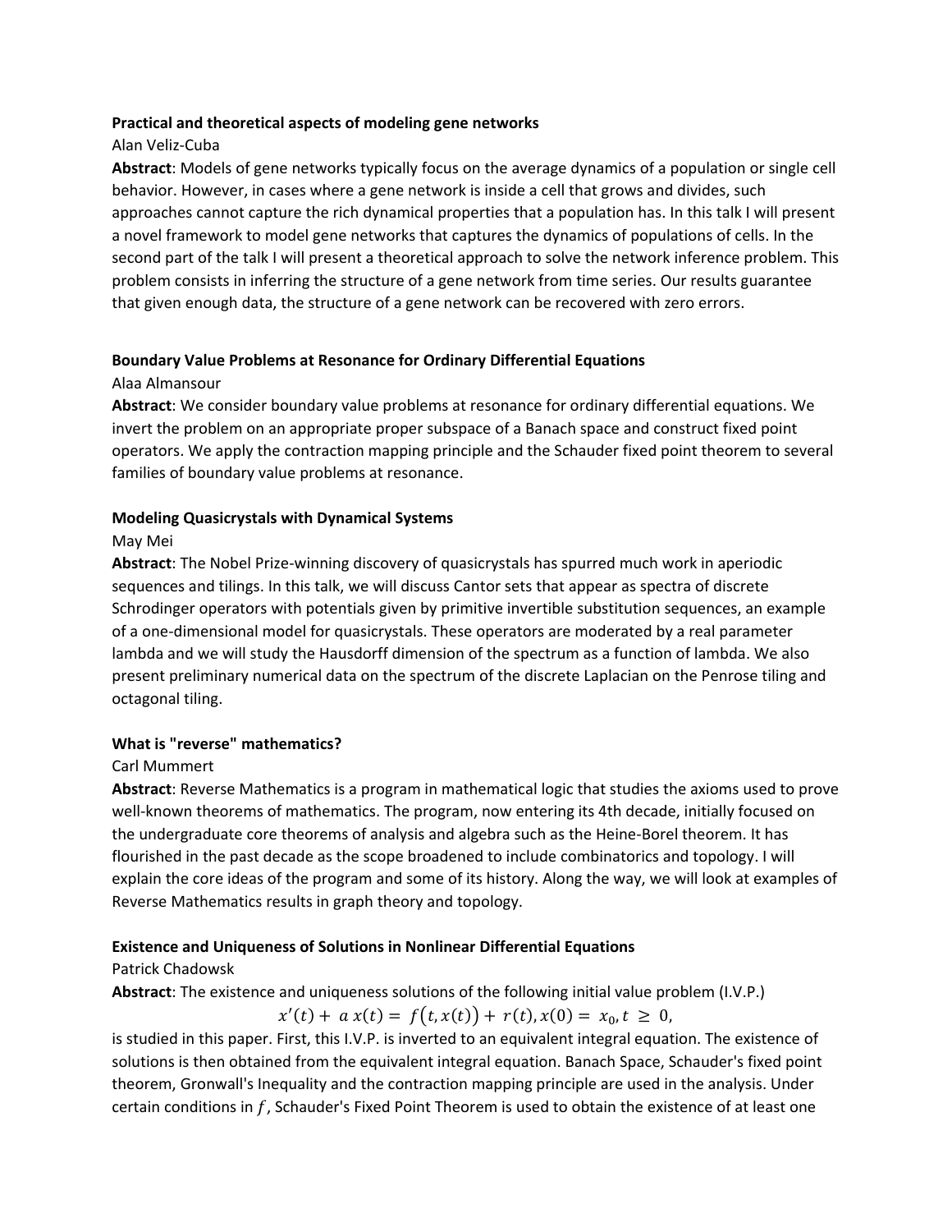**Practical and theoretical aspects of modeling gene networks**

Alan Veliz-Cuba

**Abstract**: Models of gene networks typically focus on the average dynamics of a population or single cell behavior. However, in cases where a gene network is inside a cell that grows and divides, such approaches cannot capture the rich dynamical properties that a population has. In this talk I will present a novel framework to model gene networks that captures the dynamics of populations of cells. In the second part of the talk I will present a theoretical approach to solve the network inference problem. This problem consists in inferring the structure of a gene network from time series. Our results guarantee that given enough data, the structure of a gene network can be recovered with zero errors.

**Boundary Value Problems at Resonance for Ordinary Differential Equations**

Alaa Almansour

**Abstract**: We consider boundary value problems at resonance for ordinary differential equations. We invert the problem on an appropriate proper subspace of a Banach space and construct fixed point operators. We apply the contraction mapping principle and the Schauder fixed point theorem to several families of boundary value problems at resonance.

**Modeling Quasicrystals with Dynamical Systems**

May Mei

**Abstract**: The Nobel Prize-winning discovery of quasicrystals has spurred much work in aperiodic sequences and tilings. In this talk, we will discuss Cantor sets that appear as spectra of discrete Schrodinger operators with potentials given by primitive invertible substitution sequences, an example of a one-dimensional model for quasicrystals. These operators are moderated by a real parameter lambda and we will study the Hausdorff dimension of the spectrum as a function of lambda. We also present preliminary numerical data on the spectrum of the discrete Laplacian on the Penrose tiling and octagonal tiling.

**What is "reverse" mathematics?**

Carl Mummert

**Abstract**: Reverse Mathematics is a program in mathematical logic that studies the axioms used to prove well-known theorems of mathematics. The program, now entering its 4th decade, initially focused on the undergraduate core theorems of analysis and algebra such as the Heine-Borel theorem. It has flourished in the past decade as the scope broadened to include combinatorics and topology. I will explain the core ideas of the program and some of its history. Along the way, we will look at examples of Reverse Mathematics results in graph theory and topology.

**Existence and Uniqueness of Solutions in Nonlinear Differential Equations**

Patrick Chadowsk

**Abstract**: The existence and uniqueness solutions of the following initial value problem (I.V.P.)

$$x'(t) + a\,x(t) = f\big(t, x(t)\big) + r(t), x(0) = x_0, t \geq 0,$$

is studied in this paper. First, this I.V.P. is inverted to an equivalent integral equation. The existence of solutions is then obtained from the equivalent integral equation. Banach Space, Schauder's fixed point theorem, Gronwall's Inequality and the contraction mapping principle are used in the analysis. Under certain conditions in $f$, Schauder's Fixed Point Theorem is used to obtain the existence of at least one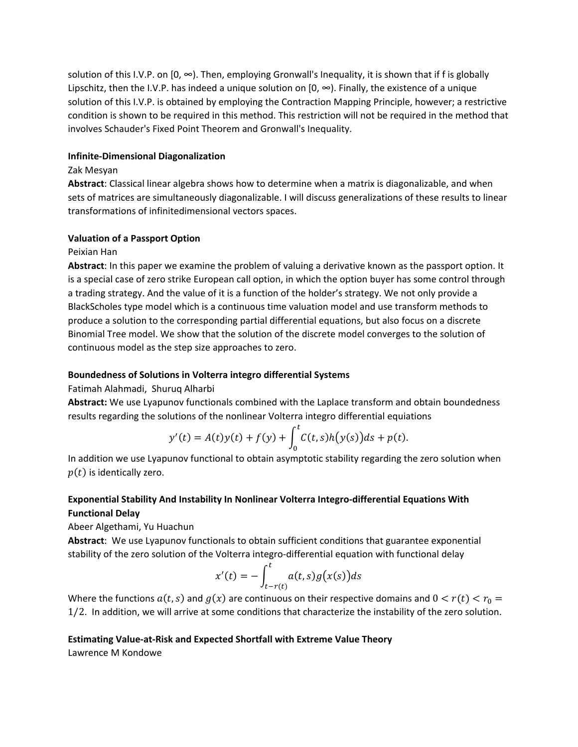solution of this I.V.P. on [0, ∞). Then, employing Gronwall's Inequality, it is shown that if f is globally Lipschitz, then the I.V.P. has indeed a unique solution on [0, ∞). Finally, the existence of a unique solution of this I.V.P. is obtained by employing the Contraction Mapping Principle, however; a restrictive condition is shown to be required in this method. This restriction will not be required in the method that involves Schauder's Fixed Point Theorem and Gronwall's Inequality.

**Infinite-Dimensional Diagonalization**

Zak Mesyan

**Abstract**: Classical linear algebra shows how to determine when a matrix is diagonalizable, and when sets of matrices are simultaneously diagonalizable. I will discuss generalizations of these results to linear transformations of infinitedimensional vectors spaces.

**Valuation of a Passport Option**

Peixian Han

**Abstract**: In this paper we examine the problem of valuing a derivative known as the passport option. It is a special case of zero strike European call option, in which the option buyer has some control through a trading strategy. And the value of it is a function of the holder's strategy. We not only provide a BlackScholes type model which is a continuous time valuation model and use transform methods to produce a solution to the corresponding partial differential equations, but also focus on a discrete Binomial Tree model. We show that the solution of the discrete model converges to the solution of continuous model as the step size approaches to zero.

**Boundedness of Solutions in Volterra integro differential Systems**

Fatimah Alahmadi, Shuruq Alharbi

**Abstract:** We use Lyapunov functionals combined with the Laplace transform and obtain boundedness results regarding the solutions of the nonlinear Volterra integro differential equations

$$y'(t) = A(t)y(t) + f(y) + \int_0^t C(t,s)h\big(y(s)\big)ds + p(t).$$

In addition we use Lyapunov functional to obtain asymptotic stability regarding the zero solution when $p(t)$ is identically zero.

**Exponential Stability And Instability In Nonlinear Volterra Integro-differential Equations With Functional Delay**

Abeer Algethami, Yu Huachun

**Abstract**: We use Lyapunov functionals to obtain sufficient conditions that guarantee exponential stability of the zero solution of the Volterra integro-differential equation with functional delay

$$x'(t) = -\int_{t-r(t)}^t a(t,s)g\big(x(s)\big)ds$$

Where the functions $a(t,s)$ and $g(x)$ are continuous on their respective domains and $0 < r(t) < r_0 = 1/2$. In addition, we will arrive at some conditions that characterize the instability of the zero solution.

**Estimating Value-at-Risk and Expected Shortfall with Extreme Value Theory**

Lawrence M Kondowe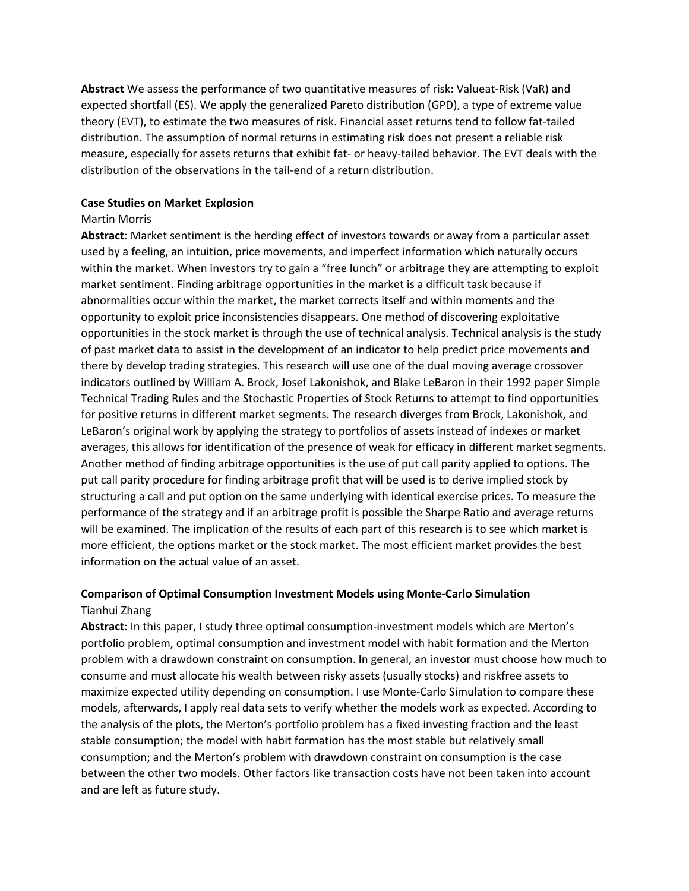**Abstract** We assess the performance of two quantitative measures of risk: Valueat-Risk (VaR) and expected shortfall (ES). We apply the generalized Pareto distribution (GPD), a type of extreme value theory (EVT), to estimate the two measures of risk. Financial asset returns tend to follow fat-tailed distribution. The assumption of normal returns in estimating risk does not present a reliable risk measure, especially for assets returns that exhibit fat- or heavy-tailed behavior. The EVT deals with the distribution of the observations in the tail-end of a return distribution.

**Case Studies on Market Explosion**

Martin Morris

**Abstract**: Market sentiment is the herding effect of investors towards or away from a particular asset used by a feeling, an intuition, price movements, and imperfect information which naturally occurs within the market. When investors try to gain a "free lunch" or arbitrage they are attempting to exploit market sentiment. Finding arbitrage opportunities in the market is a difficult task because if abnormalities occur within the market, the market corrects itself and within moments and the opportunity to exploit price inconsistencies disappears. One method of discovering exploitative opportunities in the stock market is through the use of technical analysis. Technical analysis is the study of past market data to assist in the development of an indicator to help predict price movements and there by develop trading strategies. This research will use one of the dual moving average crossover indicators outlined by William A. Brock, Josef Lakonishok, and Blake LeBaron in their 1992 paper Simple Technical Trading Rules and the Stochastic Properties of Stock Returns to attempt to find opportunities for positive returns in different market segments. The research diverges from Brock, Lakonishok, and LeBaron's original work by applying the strategy to portfolios of assets instead of indexes or market averages, this allows for identification of the presence of weak for efficacy in different market segments. Another method of finding arbitrage opportunities is the use of put call parity applied to options. The put call parity procedure for finding arbitrage profit that will be used is to derive implied stock by structuring a call and put option on the same underlying with identical exercise prices. To measure the performance of the strategy and if an arbitrage profit is possible the Sharpe Ratio and average returns will be examined. The implication of the results of each part of this research is to see which market is more efficient, the options market or the stock market. The most efficient market provides the best information on the actual value of an asset.

**Comparison of Optimal Consumption Investment Models using Monte-Carlo Simulation**

Tianhui Zhang

**Abstract**: In this paper, I study three optimal consumption-investment models which are Merton's portfolio problem, optimal consumption and investment model with habit formation and the Merton problem with a drawdown constraint on consumption. In general, an investor must choose how much to consume and must allocate his wealth between risky assets (usually stocks) and riskfree assets to maximize expected utility depending on consumption. I use Monte-Carlo Simulation to compare these models, afterwards, I apply real data sets to verify whether the models work as expected. According to the analysis of the plots, the Merton's portfolio problem has a fixed investing fraction and the least stable consumption; the model with habit formation has the most stable but relatively small consumption; and the Merton's problem with drawdown constraint on consumption is the case between the other two models. Other factors like transaction costs have not been taken into account and are left as future study.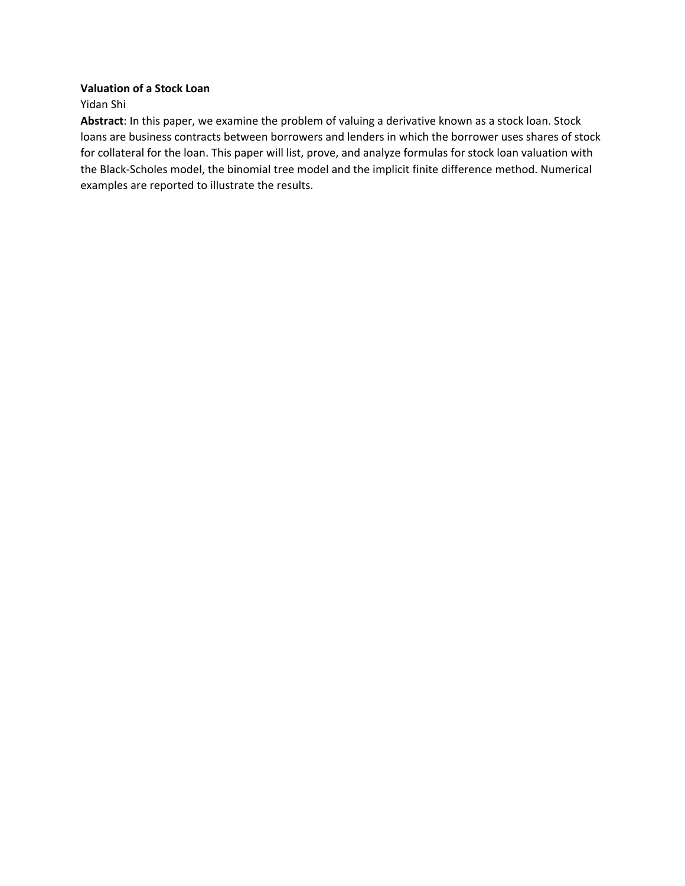**Valuation of a Stock Loan**

Yidan Shi

**Abstract**: In this paper, we examine the problem of valuing a derivative known as a stock loan. Stock loans are business contracts between borrowers and lenders in which the borrower uses shares of stock for collateral for the loan. This paper will list, prove, and analyze formulas for stock loan valuation with the Black-Scholes model, the binomial tree model and the implicit finite difference method. Numerical examples are reported to illustrate the results.